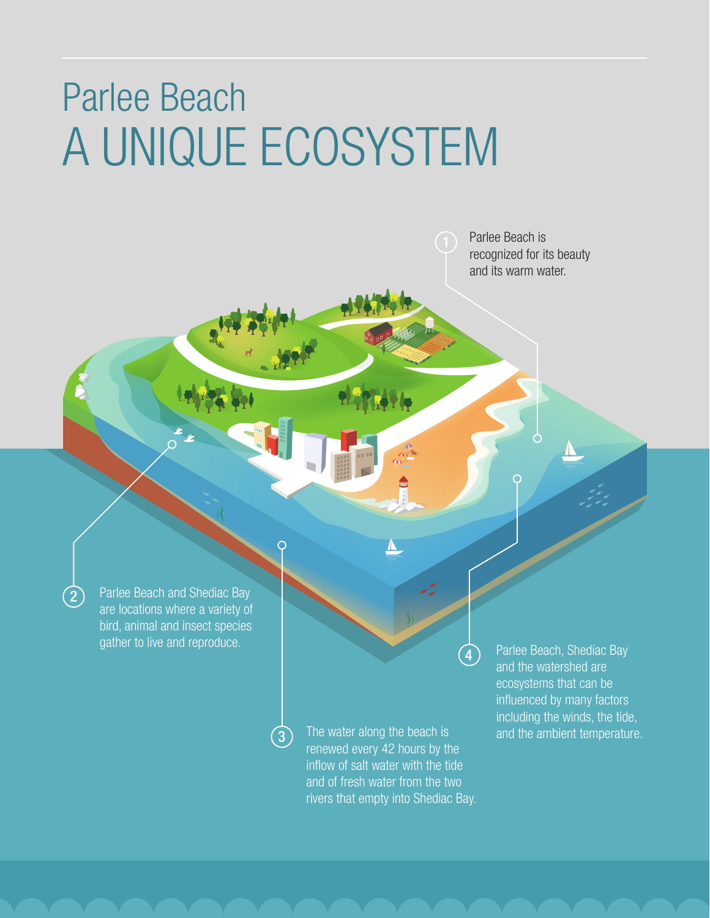# Parlee Beach

# A UNIQUE ECOSYSTEM

1. Parlee Beach is recognized for its beauty and its warm water.

2. Parlee Beach and Shediac Bay are locations where a variety of bird, animal and insect species gather to live and reproduce.

3. The water along the beach is renewed every 42 hours by the inflow of salt water with the tide and of fresh water from the two rivers that empty into Shediac Bay.

4. Parlee Beach, Shediac Bay and the watershed are ecosystems that can be influenced by many factors including the winds, the tide, and the ambient temperature.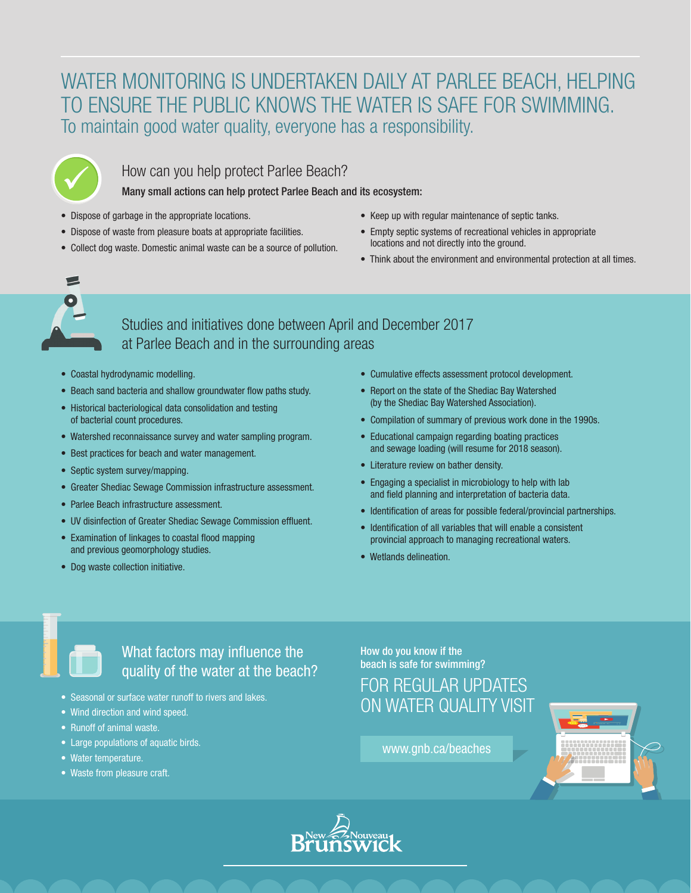# WATER MONITORING IS UNDERTAKEN DAILY AT PARLEE BEACH, HELPING TO ENSURE THE PUBLIC KNOWS THE WATER IS SAFE FOR SWIMMING.

To maintain good water quality, everyone has a responsibility.

## How can you help protect Parlee Beach?

**Many small actions can help protect Parlee Beach and its ecosystem:**

- Dispose of garbage in the appropriate locations.
- Dispose of waste from pleasure boats at appropriate facilities.
- Collect dog waste. Domestic animal waste can be a source of pollution.
- Keep up with regular maintenance of septic tanks.
- Empty septic systems of recreational vehicles in appropriate locations and not directly into the ground.
- Think about the environment and environmental protection at all times.

## Studies and initiatives done between April and December 2017 at Parlee Beach and in the surrounding areas

- Coastal hydrodynamic modelling.
- Beach sand bacteria and shallow groundwater flow paths study.
- Historical bacteriological data consolidation and testing of bacterial count procedures.
- Watershed reconnaissance survey and water sampling program.
- Best practices for beach and water management.
- Septic system survey/mapping.
- Greater Shediac Sewage Commission infrastructure assessment.
- Parlee Beach infrastructure assessment.
- UV disinfection of Greater Shediac Sewage Commission effluent.
- Examination of linkages to coastal flood mapping and previous geomorphology studies.
- Dog waste collection initiative.
- Cumulative effects assessment protocol development.
- Report on the state of the Shediac Bay Watershed (by the Shediac Bay Watershed Association).
- Compilation of summary of previous work done in the 1990s.
- Educational campaign regarding boating practices and sewage loading (will resume for 2018 season).
- Literature review on bather density.
- Engaging a specialist in microbiology to help with lab and field planning and interpretation of bacteria data.
- Identification of areas for possible federal/provincial partnerships.
- Identification of all variables that will enable a consistent provincial approach to managing recreational waters.
- Wetlands delineation.

## What factors may influence the quality of the water at the beach?

- Seasonal or surface water runoff to rivers and lakes.
- Wind direction and wind speed.
- Runoff of animal waste.
- Large populations of aquatic birds.
- Water temperature.
- Waste from pleasure craft.

**How do you know if the beach is safe for swimming?**

## FOR REGULAR UPDATES ON WATER QUALITY VISIT

www.gnb.ca/beaches

New Nouveau Brunswick